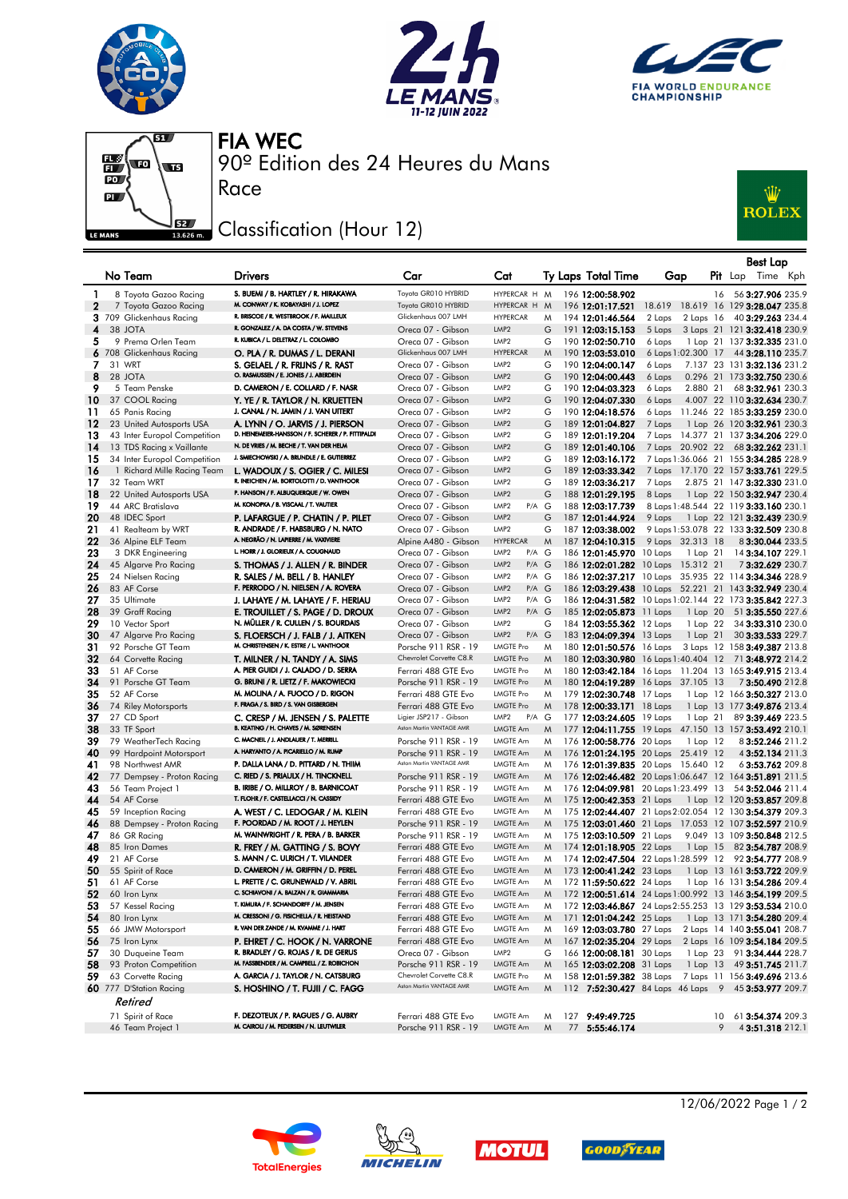# FIA WEC

## 90º Edition des 24 Heures du Mans

### Race

## Classification (Hour 12)

| No | Team | Drivers | Car | Cat | Ty | Laps | Total Time | Gap | | Pit | Best Lap Lap | Best Lap Time | Best Lap Kph |
|---|---|---|---|---|---|---|---|---|---|---|---|---|---|
| 1 | 8 Toyota Gazoo Racing | S. BUEMI / B. HARTLEY / R. HIRAKAWA | Toyota GR010 HYBRID | HYPERCAR H | M | 196 | 12:00:58.902 | | | 16 | 56 | 3:27.906 | 235.9 |
| 2 | 7 Toyota Gazoo Racing | M. CONWAY / K. KOBAYASHI / J. LOPEZ | Toyota GR010 HYBRID | HYPERCAR H | M | 196 | 12:01:17.521 | 18.619 | 18.619 | 16 | 129 | 3:28.047 | 235.8 |
| 3 | 709 Glickenhaus Racing | R. BRISCOE / R. WESTBROOK / F. MAILLEUX | Glickenhaus 007 LMH | HYPERCAR | M | 194 | 12:01:46.564 | 2 Laps | 2 Laps | 16 | 40 | 3:29.263 | 234.4 |
| 4 | 38 JOTA | R. GONZALEZ / A. DA COSTA / W. STEVENS | Oreca 07 - Gibson | LMP2 | G | 191 | 12:03:15.153 | 5 Laps | 3 Laps | 21 | 121 | 3:32.418 | 230.9 |
| 5 | 9 Prema Orlen Team | R. KUBICA / L. DELETRAZ / L. COLOMBO | Oreca 07 - Gibson | LMP2 | G | 190 | 12:02:50.710 | 6 Laps | 1 Lap | 21 | 137 | 3:32.335 | 231.0 |
| 6 | 708 Glickenhaus Racing | O. PLA / R. DUMAS / L. DERANI | Glickenhaus 007 LMH | HYPERCAR | M | 190 | 12:03:53.010 | 6 Laps | 1:02.300 | 17 | 44 | 3:28.110 | 235.7 |
| 7 | 31 WRT | S. GELAEL / R. FRIJNS / R. RAST | Oreca 07 - Gibson | LMP2 | G | 190 | 12:04:00.147 | 6 Laps | 7.137 | 23 | 131 | 3:32.136 | 231.2 |
| 8 | 28 JOTA | O. RASMUSSEN / E. JONES / J. ABERDEIN | Oreca 07 - Gibson | LMP2 | G | 190 | 12:04:00.443 | 6 Laps | 0.296 | 21 | 173 | 3:32.750 | 230.6 |
| 9 | 5 Team Penske | D. CAMERON / E. COLLARD / F. NASR | Oreca 07 - Gibson | LMP2 | G | 190 | 12:04:03.323 | 6 Laps | 2.880 | 21 | 68 | 3:32.961 | 230.3 |
| 10 | 37 COOL Racing | Y. YE / R. TAYLOR / N. KRUETTEN | Oreca 07 - Gibson | LMP2 | G | 190 | 12:04:07.330 | 6 Laps | 4.007 | 22 | 110 | 3:32.634 | 230.7 |
| 11 | 65 Panis Racing | J. CANAL / N. JAMIN / J. VAN UITERT | Oreca 07 - Gibson | LMP2 | G | 190 | 12:04:18.576 | 6 Laps | 11.246 | 22 | 185 | 3:33.259 | 230.0 |
| 12 | 23 United Autosports USA | A. LYNN / O. JARVIS / J. PIERSON | Oreca 07 - Gibson | LMP2 | G | 189 | 12:01:04.827 | 7 Laps | 1 Lap | 26 | 120 | 3:32.961 | 230.3 |
| 13 | 43 Inter Europol Competition | D. HEINEMEIER-HANSSON / F. SCHERER / P. FITTIPALDI | Oreca 07 - Gibson | LMP2 | G | 189 | 12:01:19.204 | 7 Laps | 14.377 | 21 | 137 | 3:34.206 | 229.0 |
| 14 | 13 TDS Racing x Vaillante | N. DE VRIES / M. BECHE / T. VAN DER HELM | Oreca 07 - Gibson | LMP2 | G | 189 | 12:01:40.106 | 7 Laps | 20.902 | 22 | 68 | 3:32.262 | 231.1 |
| 15 | 34 Inter Europol Competition | J. SMIECHOWSKI / A. BRUNDLE / E. GUTIERREZ | Oreca 07 - Gibson | LMP2 | G | 189 | 12:03:16.172 | 7 Laps | 1:36.066 | 21 | 155 | 3:34.285 | 228.9 |
| 16 | 1 Richard Mille Racing Team | L. WADOUX / S. OGIER / C. MILESI | Oreca 07 - Gibson | LMP2 | G | 189 | 12:03:33.342 | 7 Laps | 17.170 | 22 | 157 | 3:33.761 | 229.5 |
| 17 | 32 Team WRT | R. INEICHEN / M. BORTOLOTTI / D. VANTHOOR | Oreca 07 - Gibson | LMP2 | G | 189 | 12:03:36.217 | 7 Laps | 2.875 | 21 | 147 | 3:32.330 | 231.0 |
| 18 | 22 United Autosports USA | P. HANSON / F. ALBUQUERQUE / W. OWEN | Oreca 07 - Gibson | LMP2 | G | 188 | 12:01:29.195 | 8 Laps | 1 Lap | 22 | 150 | 3:32.947 | 230.4 |
| 19 | 44 ARC Bratislava | M. KONOPKA / B. VISCAAL / T. VAUTIER | Oreca 07 - Gibson | LMP2 P/A | G | 188 | 12:03:17.739 | 8 Laps | 1:48.544 | 22 | 119 | 3:33.160 | 230.1 |
| 20 | 48 IDEC Sport | P. LAFARGUE / P. CHATIN / P. PILET | Oreca 07 - Gibson | LMP2 | G | 187 | 12:01:44.924 | 9 Laps | 1 Lap | 22 | 121 | 3:32.439 | 230.9 |
| 21 | 41 Realteam by WRT | R. ANDRADE / F. HABSBURG / N. NATO | Oreca 07 - Gibson | LMP2 | G | 187 | 12:03:38.002 | 9 Laps | 1:53.078 | 22 | 133 | 3:32.509 | 230.8 |
| 22 | 36 Alpine ELF Team | A. NEGRÃO / N. LAPIERRE / M. VAXIVIERE | Alpine A480 - Gibson | HYPERCAR | M | 187 | 12:04:10.315 | 9 Laps | 32.313 | 18 | 8 | 3:30.044 | 233.5 |
| 23 | 3 DKR Engineering | L. HORR / J. GLORIEUX / A. COUGNAUD | Oreca 07 - Gibson | LMP2 P/A | G | 186 | 12:01:45.970 | 10 Laps | 1 Lap | 21 | 14 | 3:34.107 | 229.1 |
| 24 | 45 Algarve Pro Racing | S. THOMAS / J. ALLEN / R. BINDER | Oreca 07 - Gibson | LMP2 P/A | G | 186 | 12:02:01.282 | 10 Laps | 15.312 | 21 | 7 | 3:32.629 | 230.7 |
| 25 | 24 Nielsen Racing | R. SALES / M. BELL / B. HANLEY | Oreca 07 - Gibson | LMP2 P/A | G | 186 | 12:02:37.217 | 10 Laps | 35.935 | 22 | 114 | 3:34.346 | 228.9 |
| 26 | 83 AF Corse | F. PERRODO / N. NIELSEN / A. ROVERA | Oreca 07 - Gibson | LMP2 P/A | G | 186 | 12:03:29.438 | 10 Laps | 52.221 | 21 | 143 | 3:32.949 | 230.4 |
| 27 | 35 Ultimate | J. LAHAYE / M. LAHAYE / F. HERIAU | Oreca 07 - Gibson | LMP2 P/A | G | 186 | 12:04:31.582 | 10 Laps | 1:02.144 | 22 | 173 | 3:35.842 | 227.3 |
| 28 | 39 Graff Racing | E. TROUILLET / S. PAGE / D. DROUX | Oreca 07 - Gibson | LMP2 P/A | G | 185 | 12:02:05.873 | 11 Laps | 1 Lap | 20 | 51 | 3:35.550 | 227.6 |
| 29 | 10 Vector Sport | N. MÜLLER / R. CULLEN / S. BOURDAIS | Oreca 07 - Gibson | LMP2 | G | 184 | 12:03:55.362 | 12 Laps | 1 Lap | 22 | 34 | 3:33.310 | 230.0 |
| 30 | 47 Algarve Pro Racing | S. FLOERSCH / J. FALB / J. AITKEN | Oreca 07 - Gibson | LMP2 P/A | G | 183 | 12:04:09.394 | 13 Laps | 1 Lap | 21 | 30 | 3:33.533 | 229.7 |
| 31 | 92 Porsche GT Team | M. CHRISTENSEN / K. ESTRE / L. VANTHOOR | Porsche 911 RSR - 19 | LMGTE Pro | M | 180 | 12:01:50.576 | 16 Laps | 3 Laps | 12 | 158 | 3:49.387 | 213.8 |
| 32 | 64 Corvette Racing | T. MILNER / N. TANDY / A. SIMS | Chevrolet Corvette C8.R | LMGTE Pro | M | 180 | 12:03:30.980 | 16 Laps | 1:40.404 | 12 | 71 | 3:48.972 | 214.2 |
| 33 | 51 AF Corse | A. PIER GUIDI / J. CALADO / D. SERRA | Ferrari 488 GTE Evo | LMGTE Pro | M | 180 | 12:03:42.184 | 16 Laps | 11.204 | 13 | 165 | 3:49.915 | 213.4 |
| 34 | 91 Porsche GT Team | G. BRUNI / R. LIETZ / F. MAKOWIECKI | Porsche 911 RSR - 19 | LMGTE Pro | M | 180 | 12:04:19.289 | 16 Laps | 37.105 | 13 | 7 | 3:50.490 | 212.8 |
| 35 | 52 AF Corse | M. MOLINA / A. FUOCO / D. RIGON | Ferrari 488 GTE Evo | LMGTE Pro | M | 179 | 12:02:30.748 | 17 Laps | 1 Lap | 12 | 166 | 3:50.327 | 213.0 |
| 36 | 74 Riley Motorsports | F. FRAGA / S. BIRD / S. VAN GISBERGEN | Ferrari 488 GTE Evo | LMGTE Pro | M | 178 | 12:00:33.171 | 18 Laps | 1 Lap | 13 | 177 | 3:49.876 | 213.4 |
| 37 | 27 CD Sport | C. CRESP / M. JENSEN / S. PALETTE | Ligier JSP217 - Gibson | LMP2 P/A | G | 177 | 12:03:24.605 | 19 Laps | 1 Lap | 21 | 89 | 3:39.469 | 223.5 |
| 38 | 33 TF Sport | B. KEATING / H. CHAVES / M. SØRENSEN | Aston Martin VANTAGE AMR | LMGTE Am | M | 177 | 12:04:11.755 | 19 Laps | 47.150 | 13 | 157 | 3:53.492 | 210.1 |
| 39 | 79 WeatherTech Racing | C. MACNEIL / J. ANDLAUER / T. MERRILL | Porsche 911 RSR - 19 | LMGTE Am | M | 176 | 12:00:58.776 | 20 Laps | 1 Lap | 12 | 8 | 3:52.246 | 211.2 |
| 40 | 99 Hardpoint Motorsport | A. HARYANTO / A. PICARIELLO / M. RUMP | Porsche 911 RSR - 19 | LMGTE Am | M | 176 | 12:01:24.195 | 20 Laps | 25.419 | 12 | 4 | 3:52.134 | 211.3 |
| 41 | 98 Northwest AMR | P. DALLA LANA / D. PITTARD / N. THIIM | Aston Martin VANTAGE AMR | LMGTE Am | M | 176 | 12:01:39.835 | 20 Laps | 15.640 | 12 | 6 | 3:53.762 | 209.8 |
| 42 | 77 Dempsey - Proton Racing | C. RIED / S. PRIAULX / H. TINCKNELL | Porsche 911 RSR - 19 | LMGTE Am | M | 176 | 12:02:46.482 | 20 Laps | 1:06.647 | 12 | 164 | 3:51.891 | 211.5 |
| 43 | 56 Team Project 1 | B. IRIBE / O. MILLROY / B. BARNICOAT | Porsche 911 RSR - 19 | LMGTE Am | M | 176 | 12:04:09.981 | 20 Laps | 1:23.499 | 13 | 54 | 3:52.046 | 211.4 |
| 44 | 54 AF Corse | T. FLOHR / F. CASTELLACCI / N. CASSIDY | Ferrari 488 GTE Evo | LMGTE Am | M | 175 | 12:00:42.353 | 21 Laps | 1 Lap | 12 | 120 | 3:53.857 | 209.8 |
| 45 | 59 Inception Racing | A. WEST / C. LEDOGAR / M. KLEIN | Ferrari 488 GTE Evo | LMGTE Am | M | 175 | 12:02:44.407 | 21 Laps | 2:02.054 | 12 | 130 | 3:54.379 | 209.3 |
| 46 | 88 Dempsey - Proton Racing | F. POORDAD / M. ROOT / J. HEYLEN | Porsche 911 RSR - 19 | LMGTE Am | M | 175 | 12:03:01.460 | 21 Laps | 17.053 | 12 | 107 | 3:52.597 | 210.9 |
| 47 | 86 GR Racing | M. WAINWRIGHT / R. PERA / B. BARKER | Porsche 911 RSR - 19 | LMGTE Am | M | 175 | 12:03:10.509 | 21 Laps | 9.049 | 13 | 109 | 3:50.848 | 212.5 |
| 48 | 85 Iron Dames | R. FREY / M. GATTING / S. BOVY | Ferrari 488 GTE Evo | LMGTE Am | M | 174 | 12:01:18.905 | 22 Laps | 1 Lap | 15 | 82 | 3:54.787 | 208.9 |
| 49 | 21 AF Corse | S. MANN / C. ULRICH / T. VILANDER | Ferrari 488 GTE Evo | LMGTE Am | M | 174 | 12:02:47.504 | 22 Laps | 1:28.599 | 12 | 92 | 3:54.777 | 208.9 |
| 50 | 55 Spirit of Race | D. CAMERON / M. GRIFFIN / D. PEREL | Ferrari 488 GTE Evo | LMGTE Am | M | 173 | 12:00:41.242 | 23 Laps | 1 Lap | 13 | 161 | 3:53.722 | 209.9 |
| 51 | 61 AF Corse | L. PRETTE / C. GRUNEWALD / V. ABRIL | Ferrari 488 GTE Evo | LMGTE Am | M | 172 | 11:59:50.622 | 24 Laps | 1 Lap | 16 | 131 | 3:54.286 | 209.4 |
| 52 | 60 Iron Lynx | C. SCHIAVONI / A. BALZAN / R. GIAMMARIA | Ferrari 488 GTE Evo | LMGTE Am | M | 172 | 12:00:51.614 | 24 Laps | 1:00.992 | 13 | 146 | 3:54.199 | 209.5 |
| 53 | 57 Kessel Racing | T. KIMURA / F. SCHANDORFF / M. JENSEN | Ferrari 488 GTE Evo | LMGTE Am | M | 172 | 12:03:46.867 | 24 Laps | 2:55.253 | 13 | 129 | 3:53.534 | 210.0 |
| 54 | 80 Iron Lynx | M. CRESSONI / G. FISICHELLA / R. HEISTAND | Ferrari 488 GTE Evo | LMGTE Am | M | 171 | 12:01:04.242 | 25 Laps | 1 Lap | 13 | 171 | 3:54.280 | 209.4 |
| 55 | 66 JMW Motorsport | R. VAN DER ZANDE / M. KVAMME / J. HART | Ferrari 488 GTE Evo | LMGTE Am | M | 169 | 12:03:03.780 | 27 Laps | 2 Laps | 14 | 140 | 3:55.041 | 208.7 |
| 56 | 75 Iron Lynx | P. EHRET / C. HOOK / N. VARRONE | Ferrari 488 GTE Evo | LMGTE Am | M | 167 | 12:02:35.204 | 29 Laps | 2 Laps | 16 | 109 | 3:54.184 | 209.5 |
| 57 | 30 Duqueine Team | R. BRADLEY / G. ROJAS / R. DE GERUS | Oreca 07 - Gibson | LMP2 | G | 166 | 12:00:08.181 | 30 Laps | 1 Lap | 23 | 91 | 3:34.444 | 228.7 |
| 58 | 93 Proton Competition | M. FASSBENDER / M. CAMPBELL / Z. ROBICHON | Porsche 911 RSR - 19 | LMGTE Am | M | 165 | 12:03:02.208 | 31 Laps | 1 Lap | 13 | 49 | 3:51.745 | 211.7 |
| 59 | 63 Corvette Racing | A. GARCIA / J. TAYLOR / N. CATSBURG | Chevrolet Corvette C8.R | LMGTE Pro | M | 158 | 12:01:59.382 | 38 Laps | 7 Laps | 11 | 156 | 3:49.696 | 213.6 |
| 60 | 777 D'Station Racing | S. HOSHINO / T. FUJII / C. FAGG | Aston Martin VANTAGE AMR | LMGTE Am | M | 112 | 7:52:30.427 | 84 Laps | 46 Laps | 9 | 45 | 3:53.977 | 209.7 |
| | *Retired* | | | | | | | | | | | | |
| | 71 Spirit of Race | F. DEZOTEUX / P. RAGUES / G. AUBRY | Ferrari 488 GTE Evo | LMGTE Am | M | 127 | 9:49:49.725 | | | 10 | 61 | 3:54.374 | 209.3 |
| | 46 Team Project 1 | M. CAIROLI / M. PEDERSEN / N. LEUTWILER | Porsche 911 RSR - 19 | LMGTE Am | M | 77 | 5:55:46.174 | | | 9 | 4 | 3:51.318 | 212.1 |

12/06/2022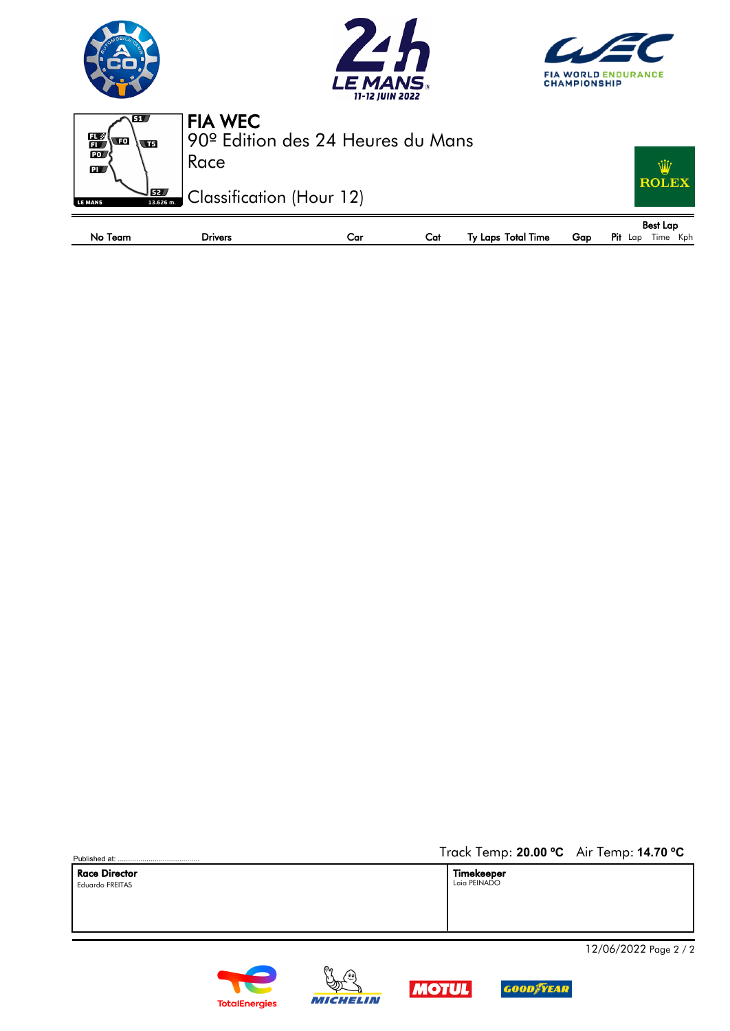# FIA WEC

90º Edition des 24 Heures du Mans

Race

Classification (Hour 12)

| No | Team | Drivers | Car | Cat | Ty | Laps | Total Time | Gap | Pit | Best Lap Lap | Time | Kph |
|---|---|---|---|---|---|---|---|---|---|---|---|---|

Track Temp: **20.00 ºC** Air Temp: **14.70 ºC**

Published at: ........................................

**Race Director**
Eduardo FREITAS

**Timekeeper**
Laia PEINADO

12/06/2022